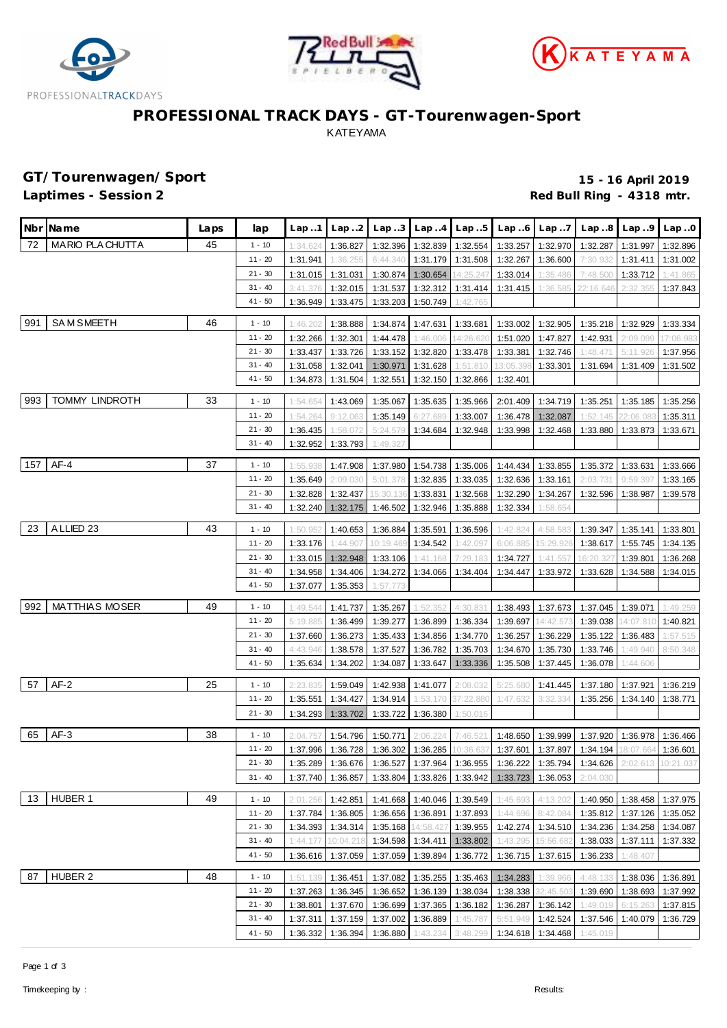# PROFESSIONAL TRACK DAYS - GT-Tourenwagen-Sport

KATEYAMA

## GT/Tourenwagen/Sport

**Laptimes - Session 2**

**15 - 16 April 2019**

**Red Bull Ring - 4318 mtr.**

| Nbr | Name | Laps | lap | Lap..1 | Lap..2 | Lap..3 | Lap..4 | Lap..5 | Lap..6 | Lap..7 | Lap..8 | Lap..9 | Lap..0 |
|---|---|---|---|---|---|---|---|---|---|---|---|---|---|
| 72 | MARIO PLACHUTTA | 45 | 1 - 10 | 1:34.624 | 1:36.827 | 1:32.396 | 1:32.839 | 1:32.554 | 1:33.257 | 1:32.970 | 1:32.287 | 1:31.997 | 1:32.896 |
| | | | 11 - 20 | 1:31.941 | 1:36.255 | 6:44.340 | 1:31.179 | 1:31.508 | 1:32.267 | 1:36.600 | 7:30.932 | 1:31.411 | 1:31.002 |
| | | | 21 - 30 | 1:31.015 | 1:31.031 | 1:30.874 | 1:30.654 | 14:25.247 | 1:33.014 | 1:35.486 | 7:48.500 | 1:33.712 | 1:41.865 |
| | | | 31 - 40 | 3:41.376 | 1:32.015 | 1:31.537 | 1:32.312 | 1:31.414 | 1:31.415 | 1:36.585 | 22:16.646 | 2:32.355 | 1:37.843 |
| | | | 41 - 50 | 1:36.949 | 1:33.475 | 1:33.203 | 1:50.749 | 1:42.765 | | | | | |
| 991 | SAM SMEETH | 46 | 1 - 10 | 1:46.202 | 1:38.888 | 1:34.874 | 1:47.631 | 1:33.681 | 1:33.002 | 1:32.905 | 1:35.218 | 1:32.929 | 1:33.334 |
| | | | 11 - 20 | 1:32.266 | 1:32.301 | 1:44.478 | 1:46.006 | 14:26.620 | 1:51.020 | 1:47.827 | 1:42.931 | 2:09.099 | 17:06.983 |
| | | | 21 - 30 | 1:33.437 | 1:33.726 | 1:33.152 | 1:32.820 | 1:33.478 | 1:33.381 | 1:32.746 | 1:48.471 | 5:11.926 | 1:37.956 |
| | | | 31 - 40 | 1:31.058 | 1:32.041 | 1:30.971 | 1:31.628 | 1:51.810 | 13:05.398 | 1:33.301 | 1:31.694 | 1:31.409 | 1:31.502 |
| | | | 41 - 50 | 1:34.873 | 1:31.504 | 1:32.551 | 1:32.150 | 1:32.866 | 1:32.401 | | | | |
| 993 | TOMMY LINDROTH | 33 | 1 - 10 | 1:54.654 | 1:43.069 | 1:35.067 | 1:35.635 | 1:35.966 | 2:01.409 | 1:34.719 | 1:35.251 | 1:35.185 | 1:35.256 |
| | | | 11 - 20 | 1:54.264 | 9:12.063 | 1:35.149 | 6:27.689 | 1:33.007 | 1:36.478 | 1:32.087 | 1:52.145 | 22:06.083 | 1:35.311 |
| | | | 21 - 30 | 1:36.435 | 1:58.072 | 5:24.579 | 1:34.684 | 1:32.948 | 1:33.998 | 1:32.468 | 1:33.880 | 1:33.873 | 1:33.671 |
| | | | 31 - 40 | 1:32.952 | 1:33.793 | 1:49.327 | | | | | | | |
| 157 | AF-4 | 37 | 1 - 10 | 1:55.938 | 1:47.908 | 1:37.980 | 1:54.738 | 1:35.006 | 1:44.434 | 1:33.855 | 1:35.372 | 1:33.631 | 1:33.666 |
| | | | 11 - 20 | 1:35.649 | 2:09.030 | 5:01.378 | 1:32.835 | 1:33.035 | 1:32.636 | 1:33.161 | 2:03.731 | 9:59.397 | 1:33.165 |
| | | | 21 - 30 | 1:32.828 | 1:32.437 | 15:30.136 | 1:33.831 | 1:32.568 | 1:32.290 | 1:34.267 | 1:32.596 | 1:38.987 | 1:39.578 |
| | | | 31 - 40 | 1:32.240 | 1:32.175 | 1:46.502 | 1:32.946 | 1:35.888 | 1:32.334 | 1:58.654 | | | |
| 23 | ALLIED 23 | 43 | 1 - 10 | 1:50.952 | 1:40.653 | 1:36.884 | 1:35.591 | 1:36.596 | 1:42.824 | 4:58.583 | 1:39.347 | 1:35.141 | 1:33.801 |
| | | | 11 - 20 | 1:33.176 | 1:44.907 | 10:19.469 | 1:34.542 | 1:42.097 | 6:06.885 | 15:29.926 | 1:38.617 | 1:55.745 | 1:34.135 |
| | | | 21 - 30 | 1:33.015 | 1:32.948 | 1:33.106 | 1:41.168 | 7:29.183 | 1:34.727 | 1:41.557 | 16:20.327 | 1:39.801 | 1:36.268 |
| | | | 31 - 40 | 1:34.958 | 1:34.406 | 1:34.272 | 1:34.066 | 1:34.404 | 1:34.447 | 1:33.972 | 1:33.628 | 1:34.588 | 1:34.015 |
| | | | 41 - 50 | 1:37.077 | 1:35.353 | 1:57.773 | | | | | | | |
| 992 | MATTHIAS MOSER | 49 | 1 - 10 | 1:49.544 | 1:41.737 | 1:35.267 | 1:52.352 | 4:30.831 | 1:38.493 | 1:37.673 | 1:37.045 | 1:39.071 | 1:49.259 |
| | | | 11 - 20 | 5:19.885 | 1:36.499 | 1:39.277 | 1:36.899 | 1:36.334 | 1:39.697 | 14:42.573 | 1:39.038 | 14:07.810 | 1:40.821 |
| | | | 21 - 30 | 1:37.660 | 1:36.273 | 1:35.433 | 1:34.856 | 1:34.770 | 1:36.257 | 1:36.229 | 1:35.122 | 1:36.483 | 1:57.515 |
| | | | 31 - 40 | 4:43.946 | 1:38.578 | 1:37.527 | 1:36.782 | 1:35.703 | 1:34.670 | 1:35.730 | 1:33.746 | 1:49.940 | 8:50.348 |
| | | | 41 - 50 | 1:35.634 | 1:34.202 | 1:34.087 | 1:33.647 | 1:33.336 | 1:35.508 | 1:37.445 | 1:36.078 | 1:44.606 | |
| 57 | AF-2 | 25 | 1 - 10 | 2:23.835 | 1:59.049 | 1:42.938 | 1:41.077 | 2:08.032 | 5:25.680 | 1:41.445 | 1:37.180 | 1:37.921 | 1:36.219 |
| | | | 11 - 20 | 1:35.551 | 1:34.427 | 1:34.914 | 1:53.170 | 37:22.880 | 1:47.632 | 3:32.334 | 1:35.256 | 1:34.140 | 1:38.771 |
| | | | 21 - 30 | 1:34.293 | 1:33.702 | 1:33.722 | 1:36.380 | 1:50.016 | | | | | |
| 65 | AF-3 | 38 | 1 - 10 | 2:04.757 | 1:54.796 | 1:50.771 | 2:06.224 | 7:46.521 | 1:48.650 | 1:39.999 | 1:37.920 | 1:36.978 | 1:36.466 |
| | | | 11 - 20 | 1:37.996 | 1:36.728 | 1:36.302 | 1:36.285 | 10:36.637 | 1:37.601 | 1:37.897 | 1:34.194 | 18:07.664 | 1:36.601 |
| | | | 21 - 30 | 1:35.289 | 1:36.676 | 1:36.527 | 1:37.964 | 1:36.955 | 1:36.222 | 1:35.794 | 1:34.626 | 2:02.613 | 10:21.037 |
| | | | 31 - 40 | 1:37.740 | 1:36.857 | 1:33.804 | 1:33.826 | 1:33.942 | 1:33.723 | 1:36.053 | 2:04.030 | | |
| 13 | HUBER 1 | 49 | 1 - 10 | 2:01.256 | 1:42.851 | 1:41.668 | 1:40.046 | 1:39.549 | 1:45.693 | 4:13.202 | 1:40.950 | 1:38.458 | 1:37.975 |
| | | | 11 - 20 | 1:37.784 | 1:36.805 | 1:36.656 | 1:36.891 | 1:37.893 | 1:44.696 | 8:42.084 | 1:35.812 | 1:37.126 | 1:35.052 |
| | | | 21 - 30 | 1:34.393 | 1:34.314 | 1:35.168 | 14:58.427 | 1:39.955 | 1:42.274 | 1:34.510 | 1:34.236 | 1:34.258 | 1:34.087 |
| | | | 31 - 40 | 1:44.177 | 10:04.218 | 1:34.598 | 1:34.411 | 1:33.802 | 1:43.295 | 15:56.682 | 1:38.033 | 1:37.111 | 1:37.332 |
| | | | 41 - 50 | 1:36.616 | 1:37.059 | 1:37.059 | 1:39.894 | 1:36.772 | 1:36.715 | 1:37.615 | 1:36.233 | 1:48.407 | |
| 87 | HUBER 2 | 48 | 1 - 10 | 1:51.139 | 1:36.451 | 1:37.082 | 1:35.255 | 1:35.463 | 1:34.283 | 1:39.966 | 4:48.133 | 1:38.036 | 1:36.891 |
| | | | 11 - 20 | 1:37.263 | 1:36.345 | 1:36.652 | 1:36.139 | 1:38.034 | 1:38.338 | 32:45.503 | 1:39.690 | 1:38.693 | 1:37.992 |
| | | | 21 - 30 | 1:38.801 | 1:37.670 | 1:36.699 | 1:37.365 | 1:36.182 | 1:36.287 | 1:36.142 | 1:49.019 | 6:15.263 | 1:37.815 |
| | | | 31 - 40 | 1:37.311 | 1:37.159 | 1:37.002 | 1:36.889 | 1:45.787 | 5:51.949 | 1:42.524 | 1:37.546 | 1:40.079 | 1:36.729 |
| | | | 41 - 50 | 1:36.332 | 1:36.394 | 1:36.880 | 1:43.234 | 3:48.299 | 1:34.618 | 1:34.468 | 1:45.019 | | |

Timekeeping by :

Results: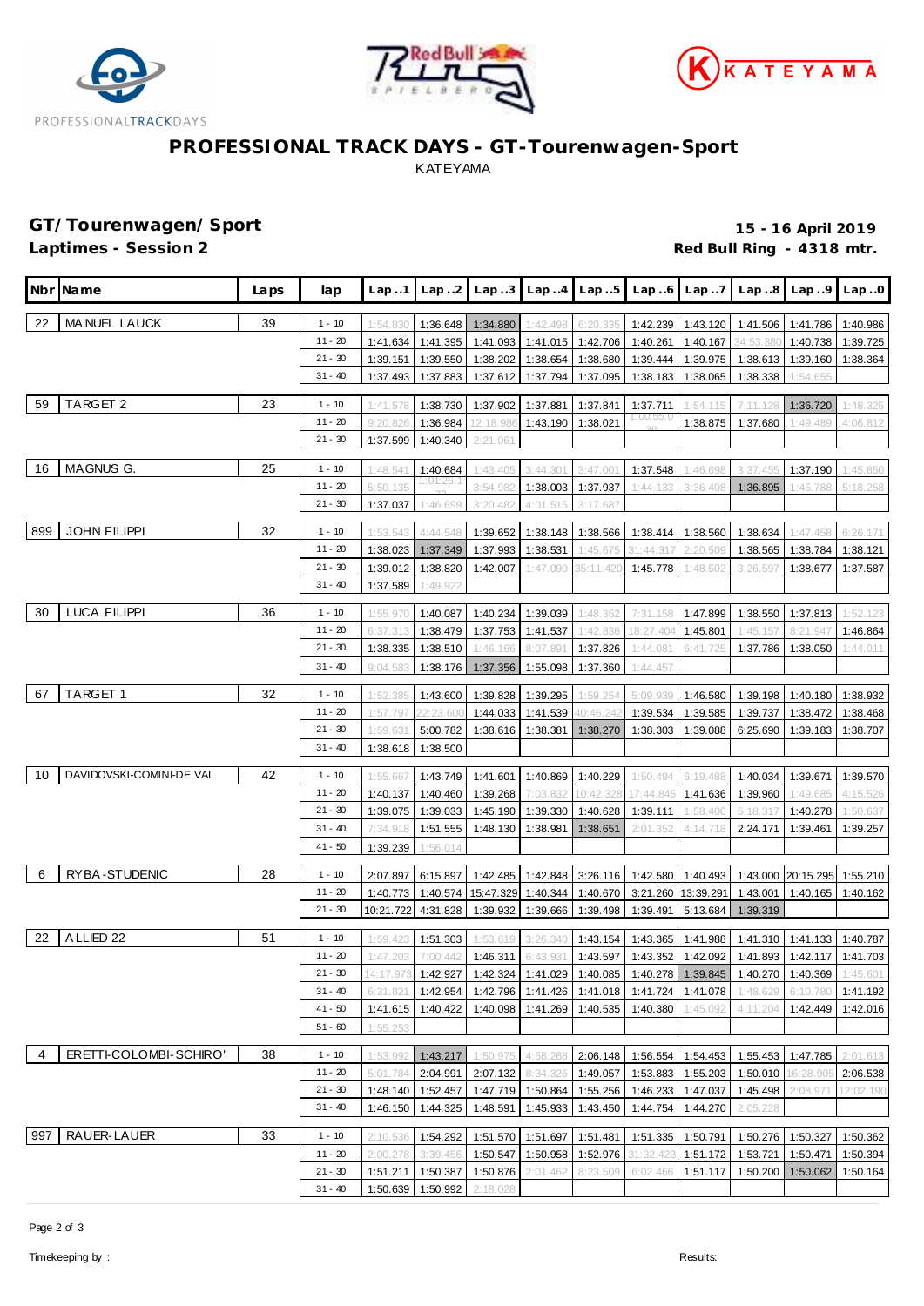# PROFESSIONAL TRACK DAYS - GT-Tourenwagen-Sport

KATEYAMA

## GT/Tourenwagen/Sport

**15 - 16 April 2019**

**Laptimes - Session 2**

**Red Bull Ring - 4318 mtr.**

| Nbr | Name | Laps | lap | Lap..1 | Lap..2 | Lap..3 | Lap..4 | Lap..5 | Lap..6 | Lap..7 | Lap..8 | Lap..9 | Lap..0 |
|---|---|---|---|---|---|---|---|---|---|---|---|---|---|
| 22 | MANUEL LAUCK | 39 | 1 - 10 | 1:54.830 | 1:36.648 | 1:34.880 | 1:42.498 | 6:20.335 | 1:42.239 | 1:43.120 | 1:41.506 | 1:41.786 | 1:40.986 |
| | | | 11 - 20 | 1:41.634 | 1:41.395 | 1:41.093 | 1:41.015 | 1:42.706 | 1:40.261 | 1:40.167 | 34:53.880 | 1:40.738 | 1:39.725 |
| | | | 21 - 30 | 1:39.151 | 1:39.550 | 1:38.202 | 1:38.654 | 1:38.680 | 1:39.444 | 1:39.975 | 1:38.613 | 1:39.160 | 1:38.364 |
| | | | 31 - 40 | 1:37.493 | 1:37.883 | 1:37.612 | 1:37.794 | 1:37.095 | 1:38.183 | 1:38.065 | 1:38.338 | 1:54.655 | |
| 59 | TARGET 2 | 23 | 1 - 10 | 1:41.578 | 1:38.730 | 1:37.902 | 1:37.881 | 1:37.841 | 1:37.711 | 1:54.115 | 7:11.128 | 1:36.720 | 1:48.325 |
| | | | 11 - 20 | 9:20.826 | 1:36.984 | 12:18.986 | 1:43.190 | 1:38.021 | 1:00:55.020 | 1:38.875 | 1:37.680 | 1:49.489 | 4:06.812 |
| | | | 21 - 30 | 1:37.599 | 1:40.340 | 2:21.061 | | | | | | | |
| 16 | MAGNUS G. | 25 | 1 - 10 | 1:48.541 | 1:40.684 | 1:43.405 | 3:44.301 | 3:47.001 | 1:37.548 | 1:46.698 | 3:37.455 | 1:37.190 | 1:45.850 |
| | | | 11 - 20 | 5:50.135 | 1:01:26.132 | 3:54.982 | 1:38.003 | 1:37.937 | 1:44.133 | 3:36.408 | 1:36.895 | 1:45.788 | 5:18.258 |
| | | | 21 - 30 | 1:37.037 | 1:46.699 | 3:20.482 | 4:01.515 | 3:17.687 | | | | | |
| 899 | JOHN FILIPPI | 32 | 1 - 10 | 1:53.543 | 4:44.548 | 1:39.652 | 1:38.148 | 1:38.566 | 1:38.414 | 1:38.560 | 1:38.634 | 1:47.458 | 6:26.171 |
| | | | 11 - 20 | 1:38.023 | 1:37.349 | 1:37.993 | 1:38.531 | 1:45.675 | 31:44.317 | 2:20.509 | 1:38.565 | 1:38.784 | 1:38.121 |
| | | | 21 - 30 | 1:39.012 | 1:38.820 | 1:42.007 | 1:47.090 | 35:11.420 | 1:45.778 | 1:48.502 | 3:26.597 | 1:38.677 | 1:37.587 |
| | | | 31 - 40 | 1:37.589 | 1:49.922 | | | | | | | | |
| 30 | LUCA FILIPPI | 36 | 1 - 10 | 1:55.970 | 1:40.087 | 1:40.234 | 1:39.039 | 1:48.362 | 7:31.158 | 1:47.899 | 1:38.550 | 1:37.813 | 1:52.123 |
| | | | 11 - 20 | 6:37.313 | 1:38.479 | 1:37.753 | 1:41.537 | 1:42.836 | 18:27.404 | 1:45.801 | 1:45.157 | 8:21.947 | 1:46.864 |
| | | | 21 - 30 | 1:38.335 | 1:38.510 | 1:46.166 | 8:07.891 | 1:37.826 | 1:44.081 | 6:41.725 | 1:37.786 | 1:38.050 | 1:44.011 |
| | | | 31 - 40 | 9:04.583 | 1:38.176 | 1:37.356 | 1:55.098 | 1:37.360 | 1:44.457 | | | | |
| 67 | TARGET 1 | 32 | 1 - 10 | 1:52.385 | 1:43.600 | 1:39.828 | 1:39.295 | 1:59.254 | 5:09.939 | 1:46.580 | 1:39.198 | 1:40.180 | 1:38.932 |
| | | | 11 - 20 | 1:57.797 | 22:23.600 | 1:44.033 | 1:41.539 | 40:46.242 | 1:39.534 | 1:39.585 | 1:39.737 | 1:38.472 | 1:38.468 |
| | | | 21 - 30 | 1:59.631 | 5:00.782 | 1:38.616 | 1:38.381 | 1:38.270 | 1:38.303 | 1:39.088 | 6:25.690 | 1:39.183 | 1:38.707 |
| | | | 31 - 40 | 1:38.618 | 1:38.500 | | | | | | | | |
| 10 | DAVIDOVSKI-COMINI-DE VAL | 42 | 1 - 10 | 1:55.667 | 1:43.749 | 1:41.601 | 1:40.869 | 1:40.229 | 1:50.494 | 6:19.488 | 1:40.034 | 1:39.671 | 1:39.570 |
| | | | 11 - 20 | 1:40.137 | 1:40.460 | 1:39.268 | 7:03.832 | 10:42.328 | 17:44.845 | 1:41.636 | 1:39.960 | 1:49.685 | 4:15.526 |
| | | | 21 - 30 | 1:39.075 | 1:39.033 | 1:45.190 | 1:39.330 | 1:40.628 | 1:39.111 | 1:58.400 | 5:18.317 | 1:40.278 | 1:50.637 |
| | | | 31 - 40 | 7:34.918 | 1:51.555 | 1:48.130 | 1:38.981 | 1:38.651 | 2:01.352 | 4:14.718 | 2:24.171 | 1:39.461 | 1:39.257 |
| | | | 41 - 50 | 1:39.239 | 1:56.014 | | | | | | | | |
| 6 | RYBA-STUDENIC | 28 | 1 - 10 | 2:07.897 | 6:15.897 | 1:42.485 | 1:42.848 | 3:26.116 | 1:42.580 | 1:40.493 | 1:43.000 | 20:15.295 | 1:55.210 |
| | | | 11 - 20 | 1:40.773 | 1:40.574 | 15:47.329 | 1:40.344 | 1:40.670 | 3:21.260 | 13:39.291 | 1:43.001 | 1:40.165 | 1:40.162 |
| | | | 21 - 30 | 10:21.722 | 4:31.828 | 1:39.932 | 1:39.666 | 1:39.498 | 1:39.491 | 5:13.684 | 1:39.319 | | |
| 22 | ALLIED 22 | 51 | 1 - 10 | 1:59.423 | 1:51.303 | 1:53.619 | 3:26.340 | 1:43.154 | 1:43.365 | 1:41.988 | 1:41.310 | 1:41.133 | 1:40.787 |
| | | | 11 - 20 | 1:47.203 | 7:00.442 | 1:46.311 | 6:43.931 | 1:43.597 | 1:43.352 | 1:42.092 | 1:41.893 | 1:42.117 | 1:41.703 |
| | | | 21 - 30 | 14:17.973 | 1:42.927 | 1:42.324 | 1:41.029 | 1:40.085 | 1:40.278 | 1:39.845 | 1:40.270 | 1:40.369 | 1:45.601 |
| | | | 31 - 40 | 6:31.821 | 1:42.954 | 1:42.796 | 1:41.426 | 1:41.018 | 1:41.724 | 1:41.078 | 1:48.629 | 6:10.780 | 1:41.192 |
| | | | 41 - 50 | 1:41.615 | 1:40.422 | 1:40.098 | 1:41.269 | 1:40.535 | 1:40.380 | 1:45.092 | 4:11.204 | 1:42.449 | 1:42.016 |
| | | | 51 - 60 | 1:55.253 | | | | | | | | | |
| 4 | ERETTI-COLOMBI-SCHIRO' | 38 | 1 - 10 | 1:53.992 | 1:43.217 | 1:50.975 | 4:58.268 | 2:06.148 | 1:56.554 | 1:54.453 | 1:55.453 | 1:47.785 | 2:01.613 |
| | | | 11 - 20 | 5:01.784 | 2:04.991 | 2:07.132 | 8:34.326 | 1:49.057 | 1:53.883 | 1:55.203 | 1:50.010 | 16:28.905 | 2:06.538 |
| | | | 21 - 30 | 1:48.140 | 1:52.457 | 1:47.719 | 1:50.864 | 1:55.256 | 1:46.233 | 1:47.037 | 1:45.498 | 2:08.971 | 12:02.190 |
| | | | 31 - 40 | 1:46.150 | 1:44.325 | 1:48.591 | 1:45.933 | 1:43.450 | 1:44.754 | 1:44.270 | 2:05.228 | | |
| 997 | RAUER-LAUER | 33 | 1 - 10 | 2:10.536 | 1:54.292 | 1:51.570 | 1:51.697 | 1:51.481 | 1:51.335 | 1:50.791 | 1:50.276 | 1:50.327 | 1:50.362 |
| | | | 11 - 20 | 2:00.278 | 3:39.456 | 1:50.547 | 1:50.958 | 1:52.976 | 31:32.423 | 1:51.172 | 1:53.721 | 1:50.471 | 1:50.394 |
| | | | 21 - 30 | 1:51.211 | 1:50.387 | 1:50.876 | 2:01.462 | 8:23.509 | 6:02.466 | 1:51.117 | 1:50.200 | 1:50.062 | 1:50.164 |
| | | | 31 - 40 | 1:50.639 | 1:50.992 | 2:18.028 | | | | | | | |

Timekeeping by :

Results: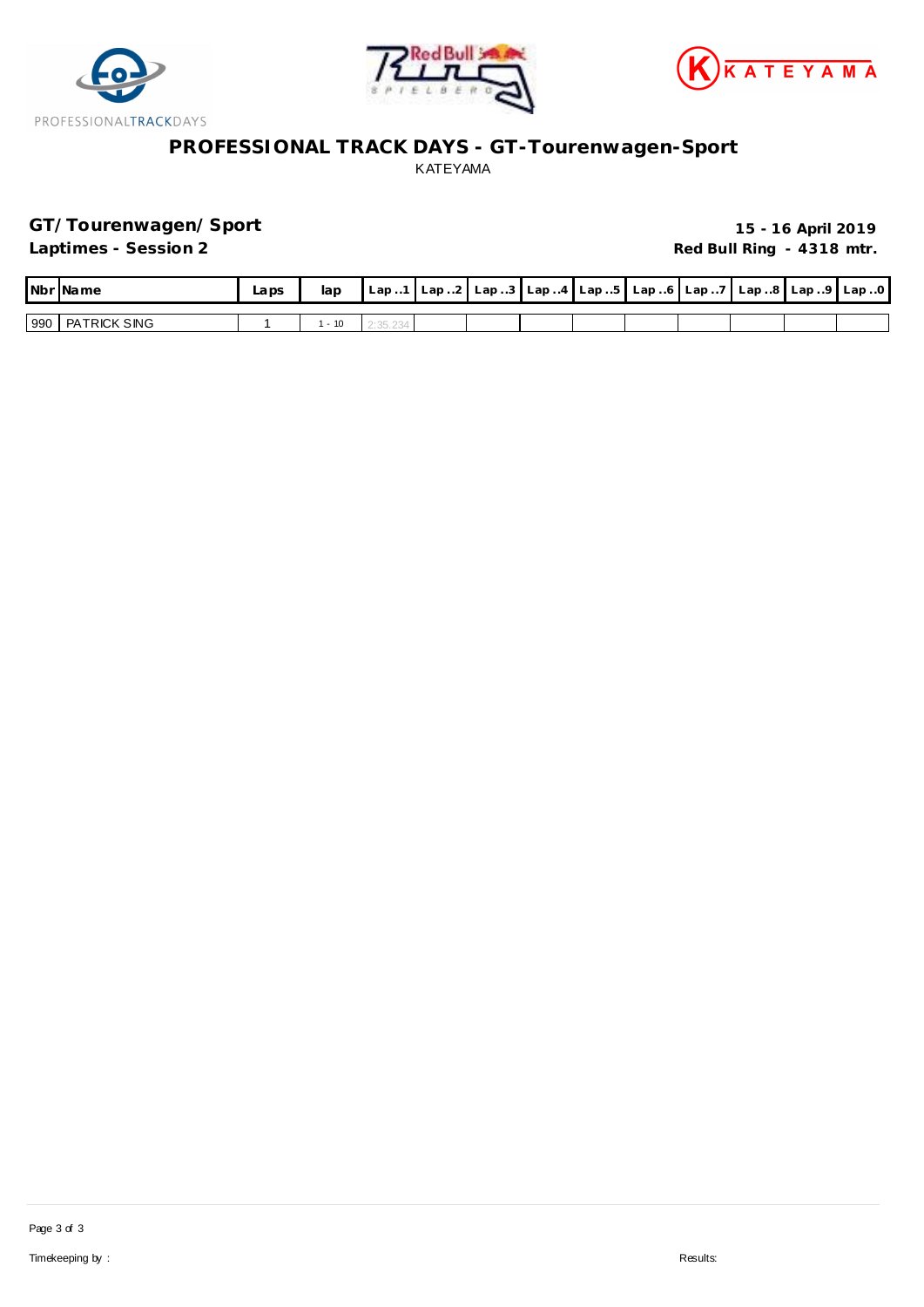# PROFESSIONAL TRACK DAYS - GT-Tourenwagen-Sport

KATEYAMA

## GT/Tourenwagen/Sport

**Laptimes - Session 2**

**15 - 16 April 2019**

**Red Bull Ring - 4318 mtr.**

| Nbr | Name | Laps | lap | Lap ..1 | Lap ..2 | Lap ..3 | Lap ..4 | Lap ..5 | Lap ..6 | Lap ..7 | Lap ..8 | Lap ..9 | Lap ..0 |
|---|---|---|---|---|---|---|---|---|---|---|---|---|---|
| 990 | PATRICK SING | 1 | 1 - 10 | 2:35.234 | | | | | | | | | |

Timekeeping by :

Results: